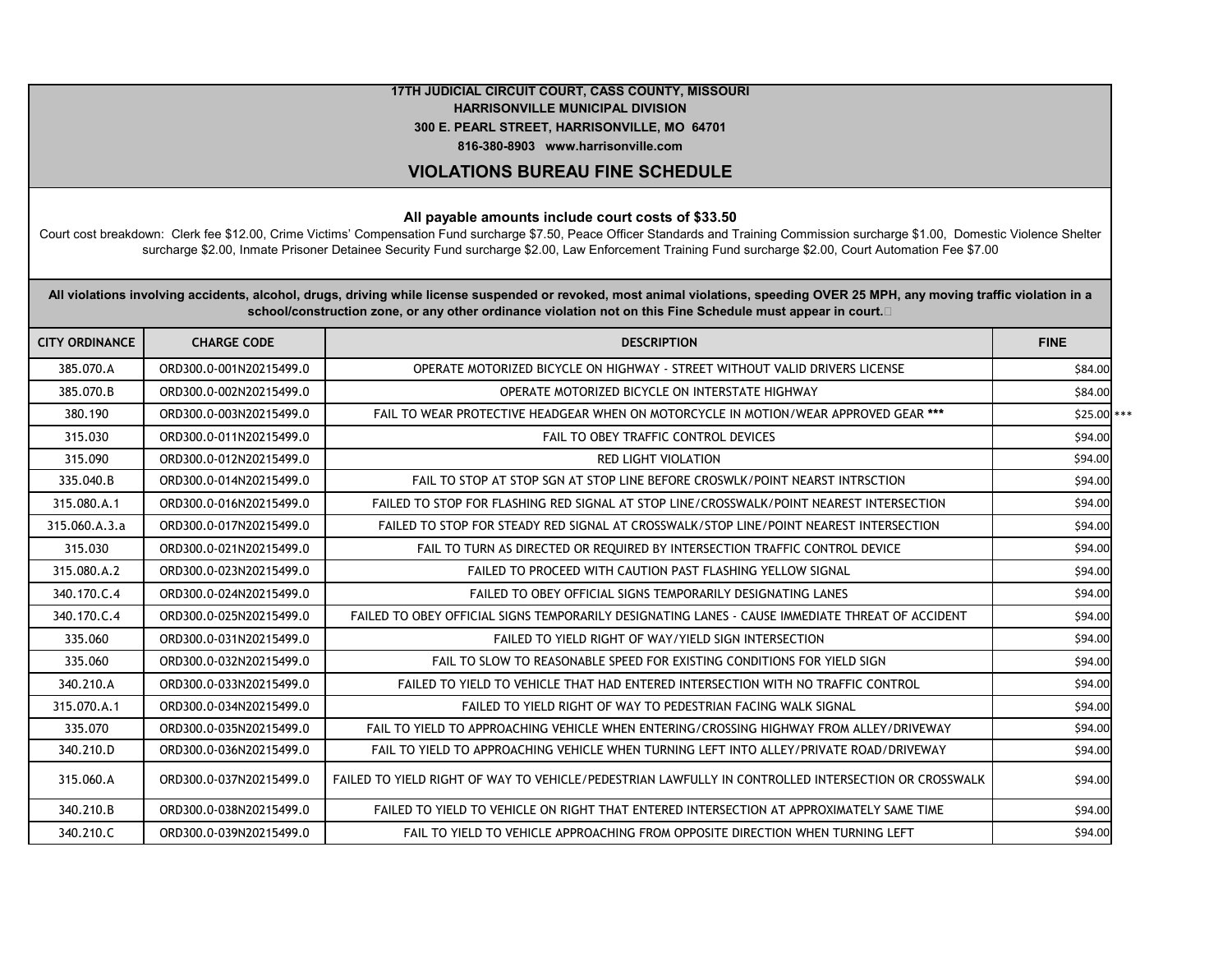**17TH JUDICIAL CIRCUIT COURT, CASS COUNTY, MISSOURI**
**HARRISONVILLE MUNICIPAL DIVISION**
**300 E. PEARL STREET, HARRISONVILLE, MO 64701**
**816-380-8903 www.harrisonville.com**

## VIOLATIONS BUREAU FINE SCHEDULE

**All payable amounts include court costs of $33.50**

Court cost breakdown: Clerk fee $12.00, Crime Victims' Compensation Fund surcharge $7.50, Peace Officer Standards and Training Commission surcharge $1.00, Domestic Violence Shelter surcharge $2.00, Inmate Prisoner Detainee Security Fund surcharge $2.00, Law Enforcement Training Fund surcharge $2.00, Court Automation Fee $7.00

**All violations involving accidents, alcohol, drugs, driving while license suspended or revoked, most animal violations, speeding OVER 25 MPH, any moving traffic violation in a school/construction zone, or any other ordinance violation not on this Fine Schedule must appear in court.**

| CITY ORDINANCE | CHARGE CODE | DESCRIPTION | FINE |
|---|---|---|---|
| 385.070.A | ORD300.0-001N20215499.0 | OPERATE MOTORIZED BICYCLE ON HIGHWAY - STREET WITHOUT VALID DRIVERS LICENSE | $84.00 |
| 385.070.B | ORD300.0-002N20215499.0 | OPERATE MOTORIZED BICYCLE ON INTERSTATE HIGHWAY | $84.00 |
| 380.190 | ORD300.0-003N20215499.0 | FAIL TO WEAR PROTECTIVE HEADGEAR WHEN ON MOTORCYCLE IN MOTION/WEAR APPROVED GEAR *** | $25.00 *** |
| 315.030 | ORD300.0-011N20215499.0 | FAIL TO OBEY TRAFFIC CONTROL DEVICES | $94.00 |
| 315.090 | ORD300.0-012N20215499.0 | RED LIGHT VIOLATION | $94.00 |
| 335.040.B | ORD300.0-014N20215499.0 | FAIL TO STOP AT STOP SGN AT STOP LINE BEFORE CROSWLK/POINT NEARST INTRSCTION | $94.00 |
| 315.080.A.1 | ORD300.0-016N20215499.0 | FAILED TO STOP FOR FLASHING RED SIGNAL AT STOP LINE/CROSSWALK/POINT NEAREST INTERSECTION | $94.00 |
| 315.060.A.3.a | ORD300.0-017N20215499.0 | FAILED TO STOP FOR STEADY RED SIGNAL AT CROSSWALK/STOP LINE/POINT NEAREST INTERSECTION | $94.00 |
| 315.030 | ORD300.0-021N20215499.0 | FAIL TO TURN AS DIRECTED OR REQUIRED BY INTERSECTION TRAFFIC CONTROL DEVICE | $94.00 |
| 315.080.A.2 | ORD300.0-023N20215499.0 | FAILED TO PROCEED WITH CAUTION PAST FLASHING YELLOW SIGNAL | $94.00 |
| 340.170.C.4 | ORD300.0-024N20215499.0 | FAILED TO OBEY OFFICIAL SIGNS TEMPORARILY DESIGNATING LANES | $94.00 |
| 340.170.C.4 | ORD300.0-025N20215499.0 | FAILED TO OBEY OFFICIAL SIGNS TEMPORARILY DESIGNATING LANES - CAUSE IMMEDIATE THREAT OF ACCIDENT | $94.00 |
| 335.060 | ORD300.0-031N20215499.0 | FAILED TO YIELD RIGHT OF WAY/YIELD SIGN INTERSECTION | $94.00 |
| 335.060 | ORD300.0-032N20215499.0 | FAIL TO SLOW TO REASONABLE SPEED FOR EXISTING CONDITIONS FOR YIELD SIGN | $94.00 |
| 340.210.A | ORD300.0-033N20215499.0 | FAILED TO YIELD TO VEHICLE THAT HAD ENTERED INTERSECTION WITH NO TRAFFIC CONTROL | $94.00 |
| 315.070.A.1 | ORD300.0-034N20215499.0 | FAILED TO YIELD RIGHT OF WAY TO PEDESTRIAN FACING WALK SIGNAL | $94.00 |
| 335.070 | ORD300.0-035N20215499.0 | FAIL TO YIELD TO APPROACHING VEHICLE WHEN ENTERING/CROSSING HIGHWAY FROM ALLEY/DRIVEWAY | $94.00 |
| 340.210.D | ORD300.0-036N20215499.0 | FAIL TO YIELD TO APPROACHING VEHICLE WHEN TURNING LEFT INTO ALLEY/PRIVATE ROAD/DRIVEWAY | $94.00 |
| 315.060.A | ORD300.0-037N20215499.0 | FAILED TO YIELD RIGHT OF WAY TO VEHICLE/PEDESTRIAN LAWFULLY IN CONTROLLED INTERSECTION OR CROSSWALK | $94.00 |
| 340.210.B | ORD300.0-038N20215499.0 | FAILED TO YIELD TO VEHICLE ON RIGHT THAT ENTERED INTERSECTION AT APPROXIMATELY SAME TIME | $94.00 |
| 340.210.C | ORD300.0-039N20215499.0 | FAIL TO YIELD TO VEHICLE APPROACHING FROM OPPOSITE DIRECTION WHEN TURNING LEFT | $94.00 |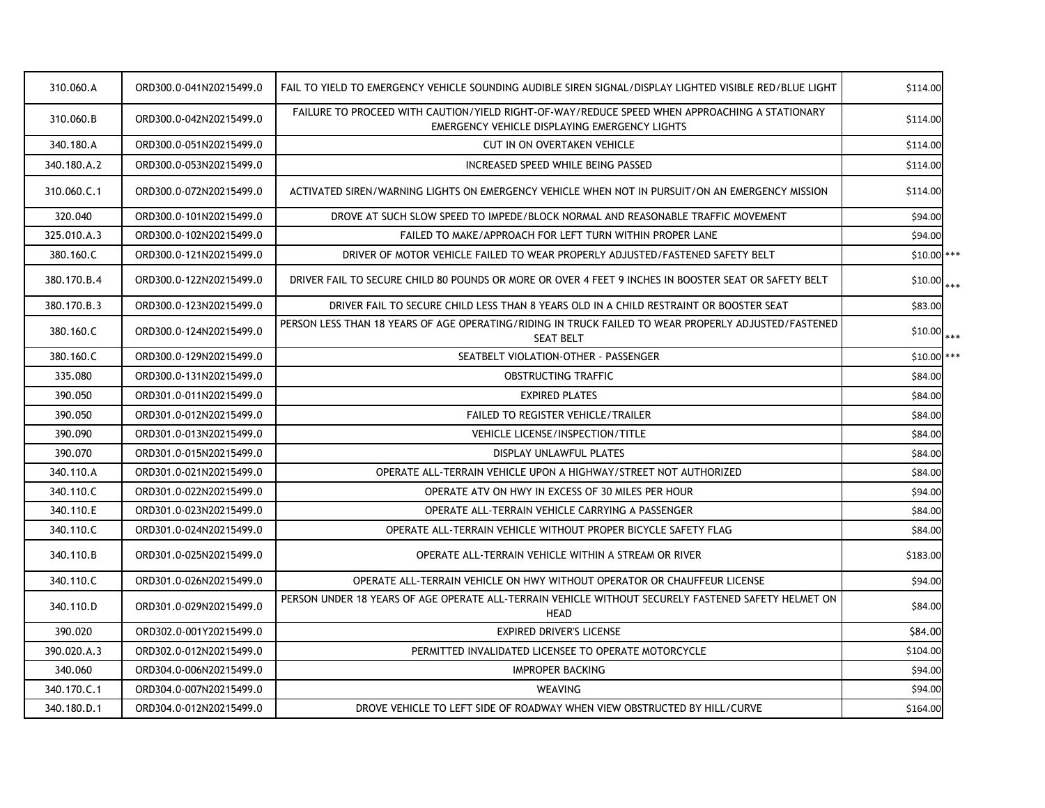| | | | | |
|---|---|---|---|---|
| 310.060.A | ORD300.0-041N20215499.0 | FAIL TO YIELD TO EMERGENCY VEHICLE SOUNDING AUDIBLE SIREN SIGNAL/DISPLAY LIGHTED VISIBLE RED/BLUE LIGHT | $114.00 | |
| 310.060.B | ORD300.0-042N20215499.0 | FAILURE TO PROCEED WITH CAUTION/YIELD RIGHT-OF-WAY/REDUCE SPEED WHEN APPROACHING A STATIONARY EMERGENCY VEHICLE DISPLAYING EMERGENCY LIGHTS | $114.00 | |
| 340.180.A | ORD300.0-051N20215499.0 | CUT IN ON OVERTAKEN VEHICLE | $114.00 | |
| 340.180.A.2 | ORD300.0-053N20215499.0 | INCREASED SPEED WHILE BEING PASSED | $114.00 | |
| 310.060.C.1 | ORD300.0-072N20215499.0 | ACTIVATED SIREN/WARNING LIGHTS ON EMERGENCY VEHICLE WHEN NOT IN PURSUIT/ON AN EMERGENCY MISSION | $114.00 | |
| 320.040 | ORD300.0-101N20215499.0 | DROVE AT SUCH SLOW SPEED TO IMPEDE/BLOCK NORMAL AND REASONABLE TRAFFIC MOVEMENT | $94.00 | |
| 325.010.A.3 | ORD300.0-102N20215499.0 | FAILED TO MAKE/APPROACH FOR LEFT TURN WITHIN PROPER LANE | $94.00 | |
| 380.160.C | ORD300.0-121N20215499.0 | DRIVER OF MOTOR VEHICLE FAILED TO WEAR PROPERLY ADJUSTED/FASTENED SAFETY BELT | $10.00 | *** |
| 380.170.B.4 | ORD300.0-122N20215499.0 | DRIVER FAIL TO SECURE CHILD 80 POUNDS OR MORE OR OVER 4 FEET 9 INCHES IN BOOSTER SEAT OR SAFETY BELT | $10.00 | *** |
| 380.170.B.3 | ORD300.0-123N20215499.0 | DRIVER FAIL TO SECURE CHILD LESS THAN 8 YEARS OLD IN A CHILD RESTRAINT OR BOOSTER SEAT | $83.00 | |
| 380.160.C | ORD300.0-124N20215499.0 | PERSON LESS THAN 18 YEARS OF AGE OPERATING/RIDING IN TRUCK FAILED TO WEAR PROPERLY ADJUSTED/FASTENED SEAT BELT | $10.00 | *** |
| 380.160.C | ORD300.0-129N20215499.0 | SEATBELT VIOLATION-OTHER - PASSENGER | $10.00 | *** |
| 335.080 | ORD300.0-131N20215499.0 | OBSTRUCTING TRAFFIC | $84.00 | |
| 390.050 | ORD301.0-011N20215499.0 | EXPIRED PLATES | $84.00 | |
| 390.050 | ORD301.0-012N20215499.0 | FAILED TO REGISTER VEHICLE/TRAILER | $84.00 | |
| 390.090 | ORD301.0-013N20215499.0 | VEHICLE LICENSE/INSPECTION/TITLE | $84.00 | |
| 390.070 | ORD301.0-015N20215499.0 | DISPLAY UNLAWFUL PLATES | $84.00 | |
| 340.110.A | ORD301.0-021N20215499.0 | OPERATE ALL-TERRAIN VEHICLE UPON A HIGHWAY/STREET NOT AUTHORIZED | $84.00 | |
| 340.110.C | ORD301.0-022N20215499.0 | OPERATE ATV ON HWY IN EXCESS OF 30 MILES PER HOUR | $94.00 | |
| 340.110.E | ORD301.0-023N20215499.0 | OPERATE ALL-TERRAIN VEHICLE CARRYING A PASSENGER | $84.00 | |
| 340.110.C | ORD301.0-024N20215499.0 | OPERATE ALL-TERRAIN VEHICLE WITHOUT PROPER BICYCLE SAFETY FLAG | $84.00 | |
| 340.110.B | ORD301.0-025N20215499.0 | OPERATE ALL-TERRAIN VEHICLE WITHIN A STREAM OR RIVER | $183.00 | |
| 340.110.C | ORD301.0-026N20215499.0 | OPERATE ALL-TERRAIN VEHICLE ON HWY WITHOUT OPERATOR OR CHAUFFEUR LICENSE | $94.00 | |
| 340.110.D | ORD301.0-029N20215499.0 | PERSON UNDER 18 YEARS OF AGE OPERATE ALL-TERRAIN VEHICLE WITHOUT SECURELY FASTENED SAFETY HELMET ON HEAD | $84.00 | |
| 390.020 | ORD302.0-001Y20215499.0 | EXPIRED DRIVER'S LICENSE | $84.00 | |
| 390.020.A.3 | ORD302.0-012N20215499.0 | PERMITTED INVALIDATED LICENSEE TO OPERATE MOTORCYCLE | $104.00 | |
| 340.060 | ORD304.0-006N20215499.0 | IMPROPER BACKING | $94.00 | |
| 340.170.C.1 | ORD304.0-007N20215499.0 | WEAVING | $94.00 | |
| 340.180.D.1 | ORD304.0-012N20215499.0 | DROVE VEHICLE TO LEFT SIDE OF ROADWAY WHEN VIEW OBSTRUCTED BY HILL/CURVE | $164.00 | |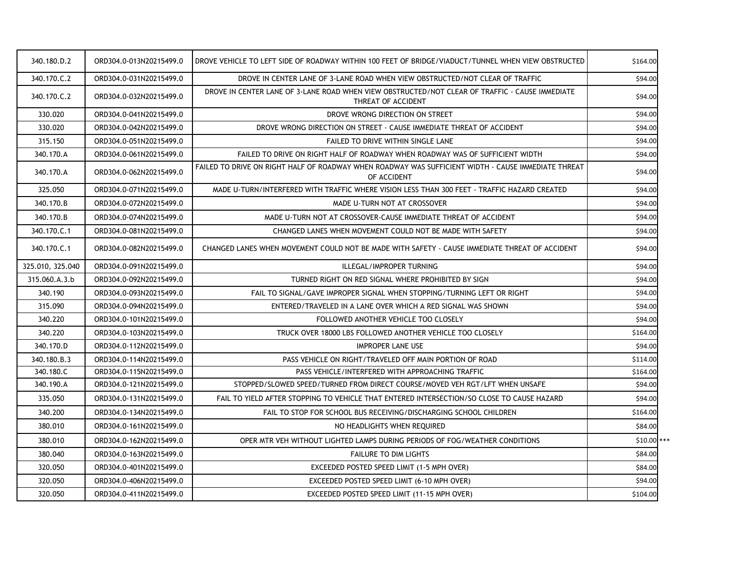| | | | |
|---|---|---|---|
| 340.180.D.2 | ORD304.0-013N20215499.0 | DROVE VEHICLE TO LEFT SIDE OF ROADWAY WITHIN 100 FEET OF BRIDGE/VIADUCT/TUNNEL WHEN VIEW OBSTRUCTED | $164.00 |
| 340.170.C.2 | ORD304.0-031N20215499.0 | DROVE IN CENTER LANE OF 3-LANE ROAD WHEN VIEW OBSTRUCTED/NOT CLEAR OF TRAFFIC | $94.00 |
| 340.170.C.2 | ORD304.0-032N20215499.0 | DROVE IN CENTER LANE OF 3-LANE ROAD WHEN VIEW OBSTRUCTED/NOT CLEAR OF TRAFFIC - CAUSE IMMEDIATE THREAT OF ACCIDENT | $94.00 |
| 330.020 | ORD304.0-041N20215499.0 | DROVE WRONG DIRECTION ON STREET | $94.00 |
| 330.020 | ORD304.0-042N20215499.0 | DROVE WRONG DIRECTION ON STREET - CAUSE IMMEDIATE THREAT OF ACCIDENT | $94.00 |
| 315.150 | ORD304.0-051N20215499.0 | FAILED TO DRIVE WITHIN SINGLE LANE | $94.00 |
| 340.170.A | ORD304.0-061N20215499.0 | FAILED TO DRIVE ON RIGHT HALF OF ROADWAY WHEN ROADWAY WAS OF SUFFICIENT WIDTH | $94.00 |
| 340.170.A | ORD304.0-062N20215499.0 | FAILED TO DRIVE ON RIGHT HALF OF ROADWAY WHEN ROADWAY WAS SUFFICIENT WIDTH - CAUSE IMMEDIATE THREAT OF ACCIDENT | $94.00 |
| 325.050 | ORD304.0-071N20215499.0 | MADE U-TURN/INTERFERED WITH TRAFFIC WHERE VISION LESS THAN 300 FEET - TRAFFIC HAZARD CREATED | $94.00 |
| 340.170.B | ORD304.0-072N20215499.0 | MADE U-TURN NOT AT CROSSOVER | $94.00 |
| 340.170.B | ORD304.0-074N20215499.0 | MADE U-TURN NOT AT CROSSOVER-CAUSE IMMEDIATE THREAT OF ACCIDENT | $94.00 |
| 340.170.C.1 | ORD304.0-081N20215499.0 | CHANGED LANES WHEN MOVEMENT COULD NOT BE MADE WITH SAFETY | $94.00 |
| 340.170.C.1 | ORD304.0-082N20215499.0 | CHANGED LANES WHEN MOVEMENT COULD NOT BE MADE WITH SAFETY - CAUSE IMMEDIATE THREAT OF ACCIDENT | $94.00 |
| 325.010, 325.040 | ORD304.0-091N20215499.0 | ILLEGAL/IMPROPER TURNING | $94.00 |
| 315.060.A.3.b | ORD304.0-092N20215499.0 | TURNED RIGHT ON RED SIGNAL WHERE PROHIBITED BY SIGN | $94.00 |
| 340.190 | ORD304.0-093N20215499.0 | FAIL TO SIGNAL/GAVE IMPROPER SIGNAL WHEN STOPPING/TURNING LEFT OR RIGHT | $94.00 |
| 315.090 | ORD304.0-094N20215499.0 | ENTERED/TRAVELED IN A LANE OVER WHICH A RED SIGNAL WAS SHOWN | $94.00 |
| 340.220 | ORD304.0-101N20215499.0 | FOLLOWED ANOTHER VEHICLE TOO CLOSELY | $94.00 |
| 340.220 | ORD304.0-103N20215499.0 | TRUCK OVER 18000 LBS FOLLOWED ANOTHER VEHICLE TOO CLOSELY | $164.00 |
| 340.170.D | ORD304.0-112N20215499.0 | IMPROPER LANE USE | $94.00 |
| 340.180.B.3 | ORD304.0-114N20215499.0 | PASS VEHICLE ON RIGHT/TRAVELED OFF MAIN PORTION OF ROAD | $114.00 |
| 340.180.C | ORD304.0-115N20215499.0 | PASS VEHICLE/INTERFERED WITH APPROACHING TRAFFIC | $164.00 |
| 340.190.A | ORD304.0-121N20215499.0 | STOPPED/SLOWED SPEED/TURNED FROM DIRECT COURSE/MOVED VEH RGT/LFT WHEN UNSAFE | $94.00 |
| 335.050 | ORD304.0-131N20215499.0 | FAIL TO YIELD AFTER STOPPING TO VEHICLE THAT ENTERED INTERSECTION/SO CLOSE TO CAUSE HAZARD | $94.00 |
| 340.200 | ORD304.0-134N20215499.0 | FAIL TO STOP FOR SCHOOL BUS RECEIVING/DISCHARGING SCHOOL CHILDREN | $164.00 |
| 380.010 | ORD304.0-161N20215499.0 | NO HEADLIGHTS WHEN REQUIRED | $84.00 |
| 380.010 | ORD304.0-162N20215499.0 | OPER MTR VEH WITHOUT LIGHTED LAMPS DURING PERIODS OF FOG/WEATHER CONDITIONS | $10.00 *** |
| 380.040 | ORD304.0-163N20215499.0 | FAILURE TO DIM LIGHTS | $84.00 |
| 320.050 | ORD304.0-401N20215499.0 | EXCEEDED POSTED SPEED LIMIT (1-5 MPH OVER) | $84.00 |
| 320.050 | ORD304.0-406N20215499.0 | EXCEEDED POSTED SPEED LIMIT (6-10 MPH OVER) | $94.00 |
| 320.050 | ORD304.0-411N20215499.0 | EXCEEDED POSTED SPEED LIMIT (11-15 MPH OVER) | $104.00 |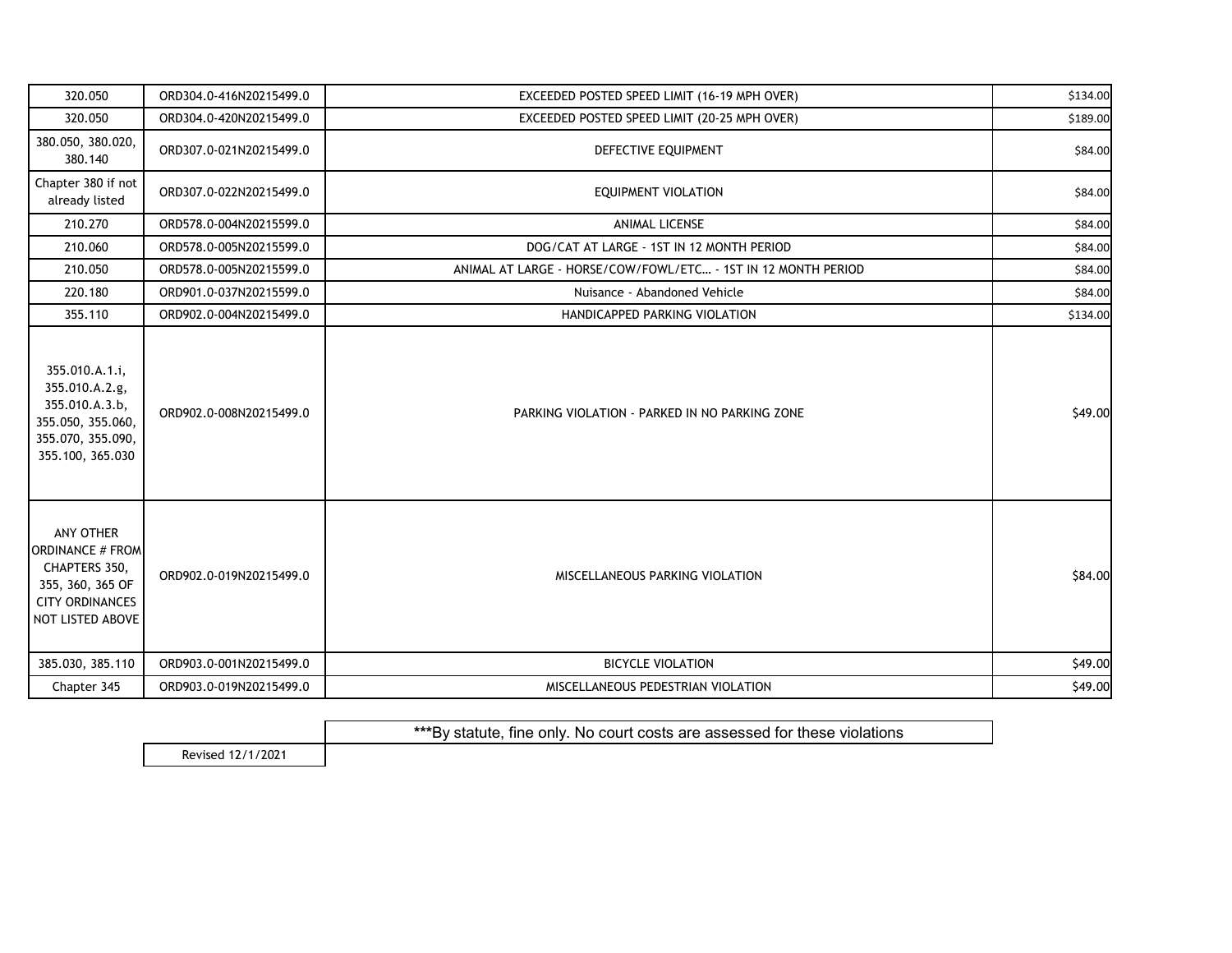| | | | |
|---|---|---|---|
| 320.050 | ORD304.0-416N20215499.0 | EXCEEDED POSTED SPEED LIMIT (16-19 MPH OVER) | $134.00 |
| 320.050 | ORD304.0-420N20215499.0 | EXCEEDED POSTED SPEED LIMIT (20-25 MPH OVER) | $189.00 |
| 380.050, 380.020, 380.140 | ORD307.0-021N20215499.0 | DEFECTIVE EQUIPMENT | $84.00 |
| Chapter 380 if not already listed | ORD307.0-022N20215499.0 | EQUIPMENT VIOLATION | $84.00 |
| 210.270 | ORD578.0-004N20215599.0 | ANIMAL LICENSE | $84.00 |
| 210.060 | ORD578.0-005N20215599.0 | DOG/CAT AT LARGE - 1ST IN 12 MONTH PERIOD | $84.00 |
| 210.050 | ORD578.0-005N20215599.0 | ANIMAL AT LARGE - HORSE/COW/FOWL/ETC… - 1ST IN 12 MONTH PERIOD | $84.00 |
| 220.180 | ORD901.0-037N20215599.0 | Nuisance - Abandoned Vehicle | $84.00 |
| 355.110 | ORD902.0-004N20215499.0 | HANDICAPPED PARKING VIOLATION | $134.00 |
| 355.010.A.1.i, 355.010.A.2.g, 355.010.A.3.b, 355.050, 355.060, 355.070, 355.090, 355.100, 365.030 | ORD902.0-008N20215499.0 | PARKING VIOLATION - PARKED IN NO PARKING ZONE | $49.00 |
| ANY OTHER ORDINANCE # FROM CHAPTERS 350, 355, 360, 365 OF CITY ORDINANCES NOT LISTED ABOVE | ORD902.0-019N20215499.0 | MISCELLANEOUS PARKING VIOLATION | $84.00 |
| 385.030, 385.110 | ORD903.0-001N20215499.0 | BICYCLE VIOLATION | $49.00 |
| Chapter 345 | ORD903.0-019N20215499.0 | MISCELLANEOUS PEDESTRIAN VIOLATION | $49.00 |

***By statute, fine only. No court costs are assessed for these violations

Revised 12/1/2021